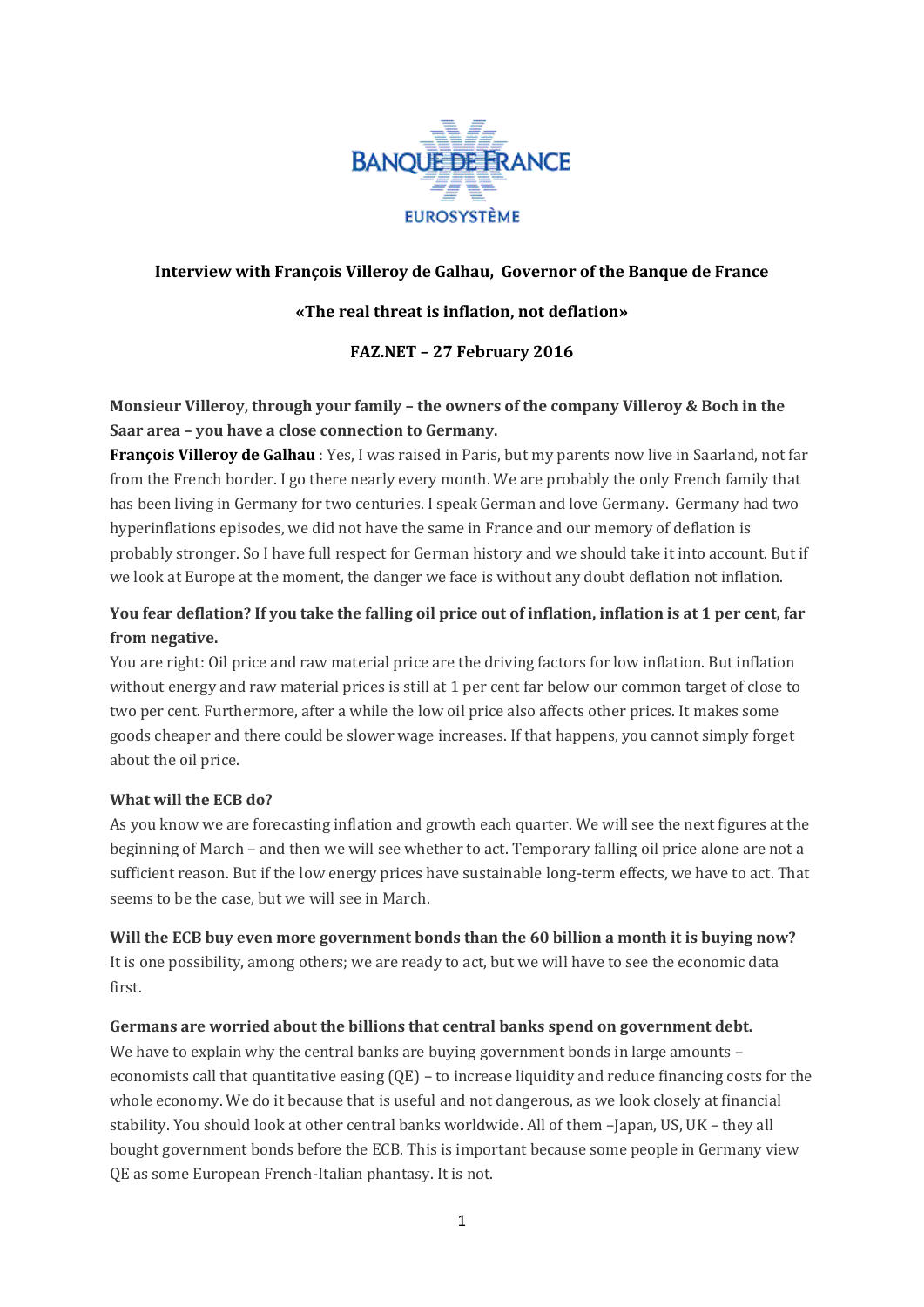**Interview with François Villeroy de Galhau, Governor of the Banque de France**

**«The real threat is inflation, not deflation»**

**FAZ.NET – 27 February 2016**

**Monsieur Villeroy, through your family – the owners of the company Villeroy & Boch in the Saar area – you have a close connection to Germany.**

**François Villeroy de Galhau** : Yes, I was raised in Paris, but my parents now live in Saarland, not far from the French border. I go there nearly every month. We are probably the only French family that has been living in Germany for two centuries. I speak German and love Germany. Germany had two hyperinflations episodes, we did not have the same in France and our memory of deflation is probably stronger. So I have full respect for German history and we should take it into account. But if we look at Europe at the moment, the danger we face is without any doubt deflation not inflation.

**You fear deflation? If you take the falling oil price out of inflation, inflation is at 1 per cent, far from negative.**

You are right: Oil price and raw material price are the driving factors for low inflation. But inflation without energy and raw material prices is still at 1 per cent far below our common target of close to two per cent. Furthermore, after a while the low oil price also affects other prices. It makes some goods cheaper and there could be slower wage increases. If that happens, you cannot simply forget about the oil price.

**What will the ECB do?**

As you know we are forecasting inflation and growth each quarter. We will see the next figures at the beginning of March – and then we will see whether to act. Temporary falling oil price alone are not a sufficient reason. But if the low energy prices have sustainable long-term effects, we have to act. That seems to be the case, but we will see in March.

**Will the ECB buy even more government bonds than the 60 billion a month it is buying now?**

It is one possibility, among others; we are ready to act, but we will have to see the economic data first.

**Germans are worried about the billions that central banks spend on government debt.**

We have to explain why the central banks are buying government bonds in large amounts – economists call that quantitative easing (QE) – to increase liquidity and reduce financing costs for the whole economy. We do it because that is useful and not dangerous, as we look closely at financial stability. You should look at other central banks worldwide. All of them –Japan, US, UK – they all bought government bonds before the ECB. This is important because some people in Germany view QE as some European French-Italian phantasy. It is not.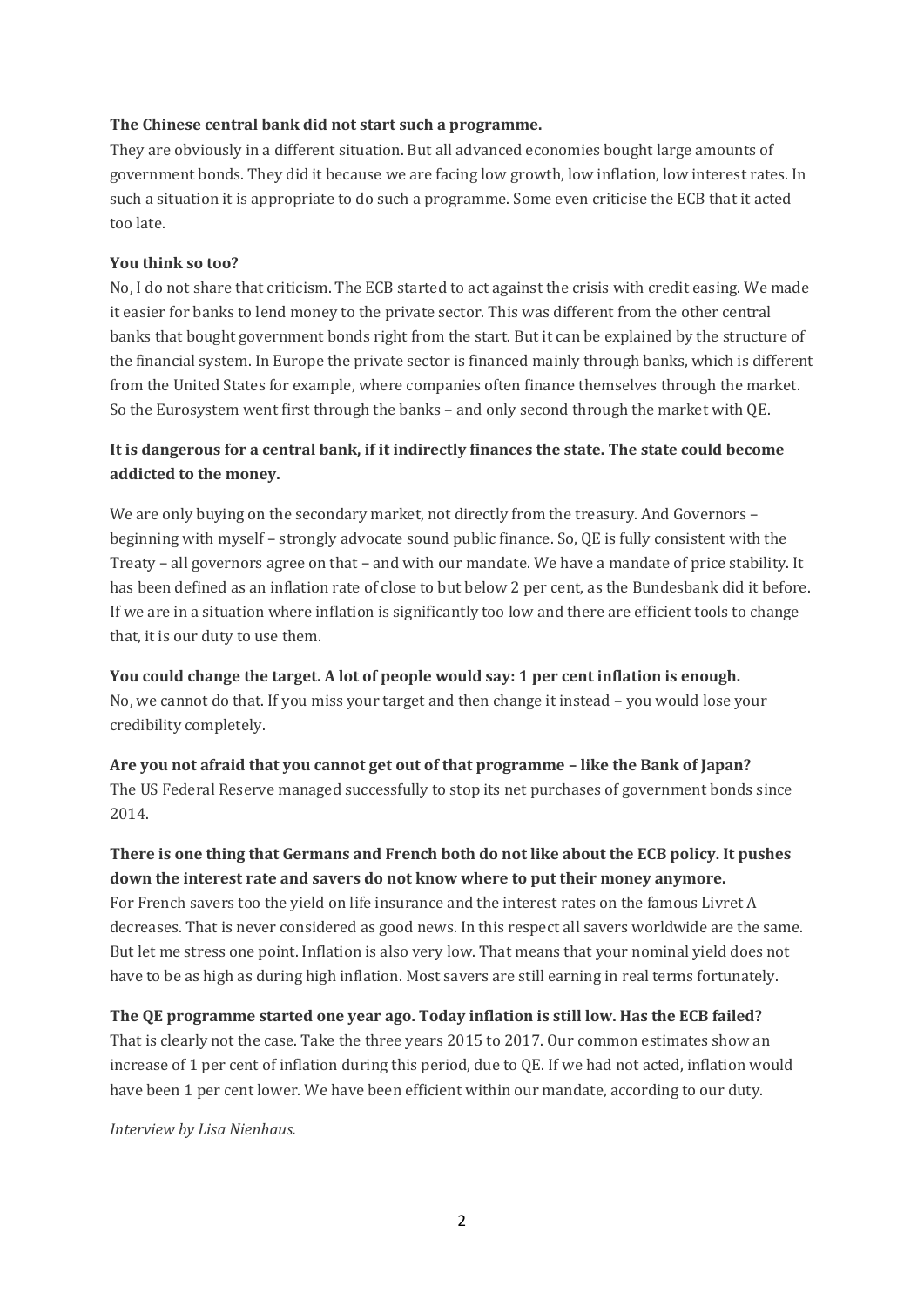**The Chinese central bank did not start such a programme.**

They are obviously in a different situation. But all advanced economies bought large amounts of government bonds. They did it because we are facing low growth, low inflation, low interest rates. In such a situation it is appropriate to do such a programme. Some even criticise the ECB that it acted too late.

**You think so too?**

No, I do not share that criticism. The ECB started to act against the crisis with credit easing. We made it easier for banks to lend money to the private sector. This was different from the other central banks that bought government bonds right from the start. But it can be explained by the structure of the financial system. In Europe the private sector is financed mainly through banks, which is different from the United States for example, where companies often finance themselves through the market. So the Eurosystem went first through the banks – and only second through the market with QE.

**It is dangerous for a central bank, if it indirectly finances the state. The state could become addicted to the money.**

We are only buying on the secondary market, not directly from the treasury. And Governors – beginning with myself – strongly advocate sound public finance. So, QE is fully consistent with the Treaty – all governors agree on that – and with our mandate. We have a mandate of price stability. It has been defined as an inflation rate of close to but below 2 per cent, as the Bundesbank did it before. If we are in a situation where inflation is significantly too low and there are efficient tools to change that, it is our duty to use them.

**You could change the target. A lot of people would say: 1 per cent inflation is enough.**

No, we cannot do that. If you miss your target and then change it instead – you would lose your credibility completely.

**Are you not afraid that you cannot get out of that programme – like the Bank of Japan?**

The US Federal Reserve managed successfully to stop its net purchases of government bonds since 2014.

**There is one thing that Germans and French both do not like about the ECB policy. It pushes down the interest rate and savers do not know where to put their money anymore.**

For French savers too the yield on life insurance and the interest rates on the famous Livret A decreases. That is never considered as good news. In this respect all savers worldwide are the same. But let me stress one point. Inflation is also very low. That means that your nominal yield does not have to be as high as during high inflation. Most savers are still earning in real terms fortunately.

**The QE programme started one year ago. Today inflation is still low. Has the ECB failed?**

That is clearly not the case. Take the three years 2015 to 2017. Our common estimates show an increase of 1 per cent of inflation during this period, due to QE. If we had not acted, inflation would have been 1 per cent lower. We have been efficient within our mandate, according to our duty.

*Interview by Lisa Nienhaus.*